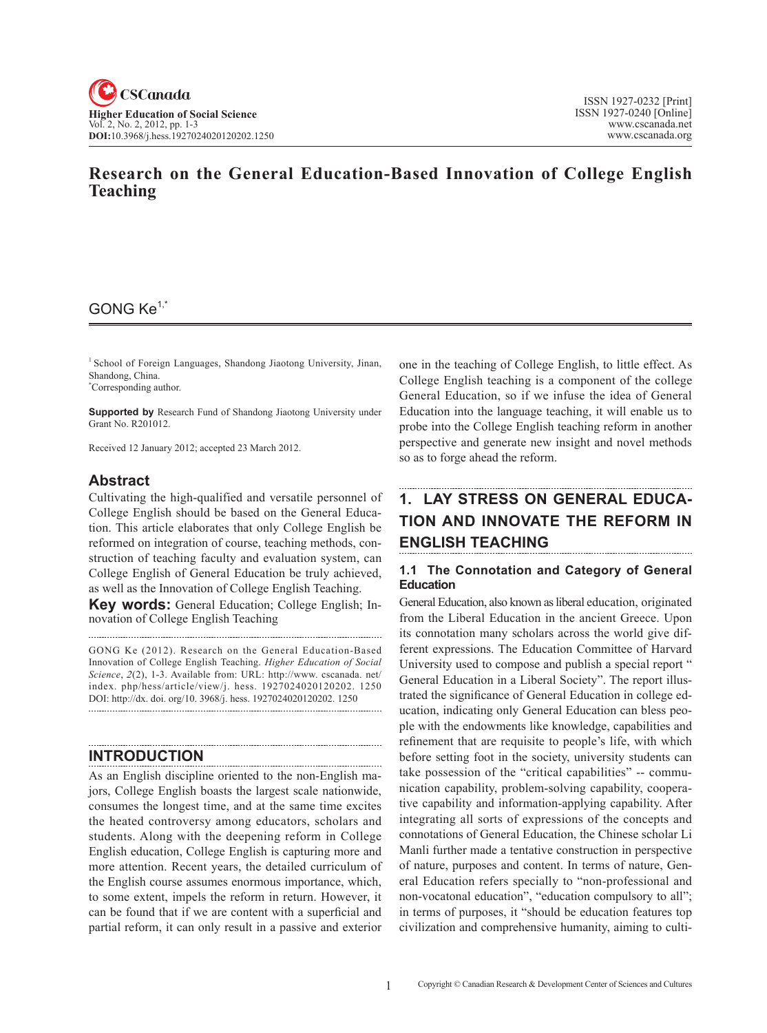# Research on the General Education-Based Innovation of College English Teaching

GONG Ke[1,*]

[1] School of Foreign Languages, Shandong Jiaotong University, Jinan, Shandong, China.
[*]Corresponding author.

**Supported by** Research Fund of Shandong Jiaotong University under Grant No. R201012.

Received 12 January 2012; accepted 23 March 2012.

## Abstract

Cultivating the high-qualified and versatile personnel of College English should be based on the General Education. This article elaborates that only College English be reformed on integration of course, teaching methods, construction of teaching faculty and evaluation system, can College English of General Education be truly achieved, as well as the Innovation of College English Teaching.

**Key words:** General Education; College English; Innovation of College English Teaching

GONG Ke (2012). Research on the General Education-Based Innovation of College English Teaching. *Higher Education of Social Science*, *2*(2), 1-3. Available from: URL: http://www. cscanada. net/index. php/hess/article/view/j. hess. 1927024020120202. 1250 DOI: http://dx. doi. org/10. 3968/j. hess. 1927024020120202. 1250

## INTRODUCTION

As an English discipline oriented to the non-English majors, College English boasts the largest scale nationwide, consumes the longest time, and at the same time excites the heated controversy among educators, scholars and students. Along with the deepening reform in College English education, College English is capturing more and more attention. Recent years, the detailed curriculum of the English course assumes enormous importance, which, to some extent, impels the reform in return. However, it can be found that if we are content with a superficial and partial reform, it can only result in a passive and exterior one in the teaching of College English, to little effect. As College English teaching is a component of the college General Education, so if we infuse the idea of General Education into the language teaching, it will enable us to probe into the College English teaching reform in another perspective and generate new insight and novel methods so as to forge ahead the reform.

## 1. LAY STRESS ON GENERAL EDUCATION AND INNOVATE THE REFORM IN ENGLISH TEACHING

### 1.1 The Connotation and Category of General Education

General Education, also known as liberal education, originated from the Liberal Education in the ancient Greece. Upon its connotation many scholars across the world give different expressions. The Education Committee of Harvard University used to compose and publish a special report " General Education in a Liberal Society". The report illustrated the significance of General Education in college education, indicating only General Education can bless people with the endowments like knowledge, capabilities and refinement that are requisite to people's life, with which before setting foot in the society, university students can take possession of the "critical capabilities" -- communication capability, problem-solving capability, cooperative capability and information-applying capability. After integrating all sorts of expressions of the concepts and connotations of General Education, the Chinese scholar Li Manli further made a tentative construction in perspective of nature, purposes and content. In terms of nature, General Education refers specially to "non-professional and non-vocatonal education", "education compulsory to all"; in terms of purposes, it "should be education features top civilization and comprehensive humanity, aiming to culti-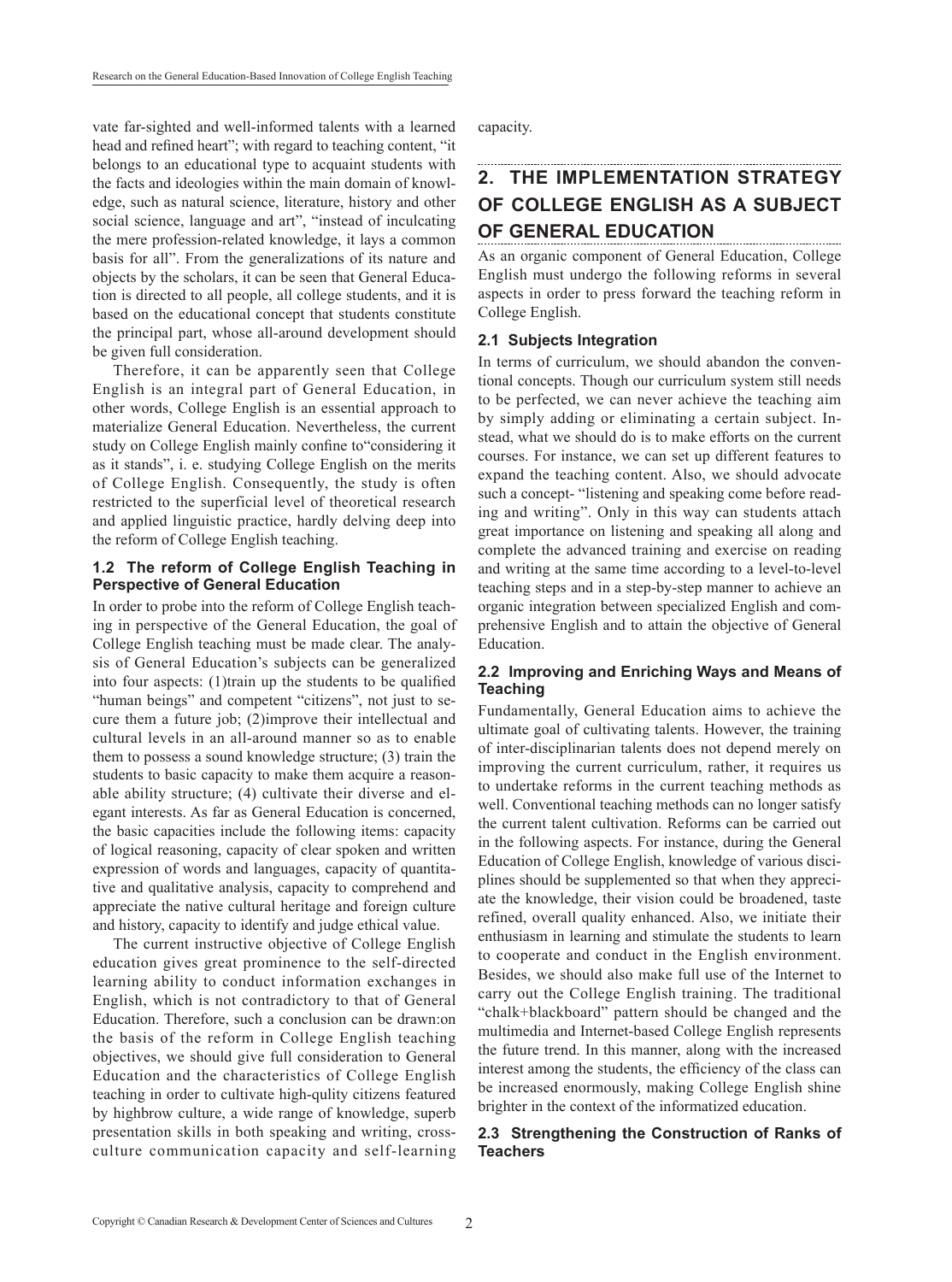vate far-sighted and well-informed talents with a learned head and refined heart"; with regard to teaching content, "it belongs to an educational type to acquaint students with the facts and ideologies within the main domain of knowledge, such as natural science, literature, history and other social science, language and art", "instead of inculcating the mere profession-related knowledge, it lays a common basis for all". From the generalizations of its nature and objects by the scholars, it can be seen that General Education is directed to all people, all college students, and it is based on the educational concept that students constitute the principal part, whose all-around development should be given full consideration.

Therefore, it can be apparently seen that College English is an integral part of General Education, in other words, College English is an essential approach to materialize General Education. Nevertheless, the current study on College English mainly confine to"considering it as it stands", i. e. studying College English on the merits of College English. Consequently, the study is often restricted to the superficial level of theoretical research and applied linguistic practice, hardly delving deep into the reform of College English teaching.

### 1.2 The reform of College English Teaching in Perspective of General Education

In order to probe into the reform of College English teaching in perspective of the General Education, the goal of College English teaching must be made clear. The analysis of General Education's subjects can be generalized into four aspects: (1)train up the students to be qualified "human beings" and competent "citizens", not just to secure them a future job; (2)improve their intellectual and cultural levels in an all-around manner so as to enable them to possess a sound knowledge structure; (3) train the students to basic capacity to make them acquire a reasonable ability structure; (4) cultivate their diverse and elegant interests. As far as General Education is concerned, the basic capacities include the following items: capacity of logical reasoning, capacity of clear spoken and written expression of words and languages, capacity of quantitative and qualitative analysis, capacity to comprehend and appreciate the native cultural heritage and foreign culture and history, capacity to identify and judge ethical value.

The current instructive objective of College English education gives great prominence to the self-directed learning ability to conduct information exchanges in English, which is not contradictory to that of General Education. Therefore, such a conclusion can be drawn:on the basis of the reform in College English teaching objectives, we should give full consideration to General Education and the characteristics of College English teaching in order to cultivate high-qulity citizens featured by highbrow culture, a wide range of knowledge, superb presentation skills in both speaking and writing, cross-culture communication capacity and self-learning capacity.

## 2. THE IMPLEMENTATION STRATEGY OF COLLEGE ENGLISH AS A SUBJECT OF GENERAL EDUCATION

As an organic component of General Education, College English must undergo the following reforms in several aspects in order to press forward the teaching reform in College English.

### 2.1 Subjects Integration

In terms of curriculum, we should abandon the conventional concepts. Though our curriculum system still needs to be perfected, we can never achieve the teaching aim by simply adding or eliminating a certain subject. Instead, what we should do is to make efforts on the current courses. For instance, we can set up different features to expand the teaching content. Also, we should advocate such a concept- "listening and speaking come before reading and writing". Only in this way can students attach great importance on listening and speaking all along and complete the advanced training and exercise on reading and writing at the same time according to a level-to-level teaching steps and in a step-by-step manner to achieve an organic integration between specialized English and comprehensive English and to attain the objective of General Education.

### 2.2 Improving and Enriching Ways and Means of Teaching

Fundamentally, General Education aims to achieve the ultimate goal of cultivating talents. However, the training of inter-disciplinarian talents does not depend merely on improving the current curriculum, rather, it requires us to undertake reforms in the current teaching methods as well. Conventional teaching methods can no longer satisfy the current talent cultivation. Reforms can be carried out in the following aspects. For instance, during the General Education of College English, knowledge of various disciplines should be supplemented so that when they appreciate the knowledge, their vision could be broadened, taste refined, overall quality enhanced. Also, we initiate their enthusiasm in learning and stimulate the students to learn to cooperate and conduct in the English environment. Besides, we should also make full use of the Internet to carry out the College English training. The traditional "chalk+blackboard" pattern should be changed and the multimedia and Internet-based College English represents the future trend. In this manner, along with the increased interest among the students, the efficiency of the class can be increased enormously, making College English shine brighter in the context of the informatized education.

### 2.3 Strengthening the Construction of Ranks of Teachers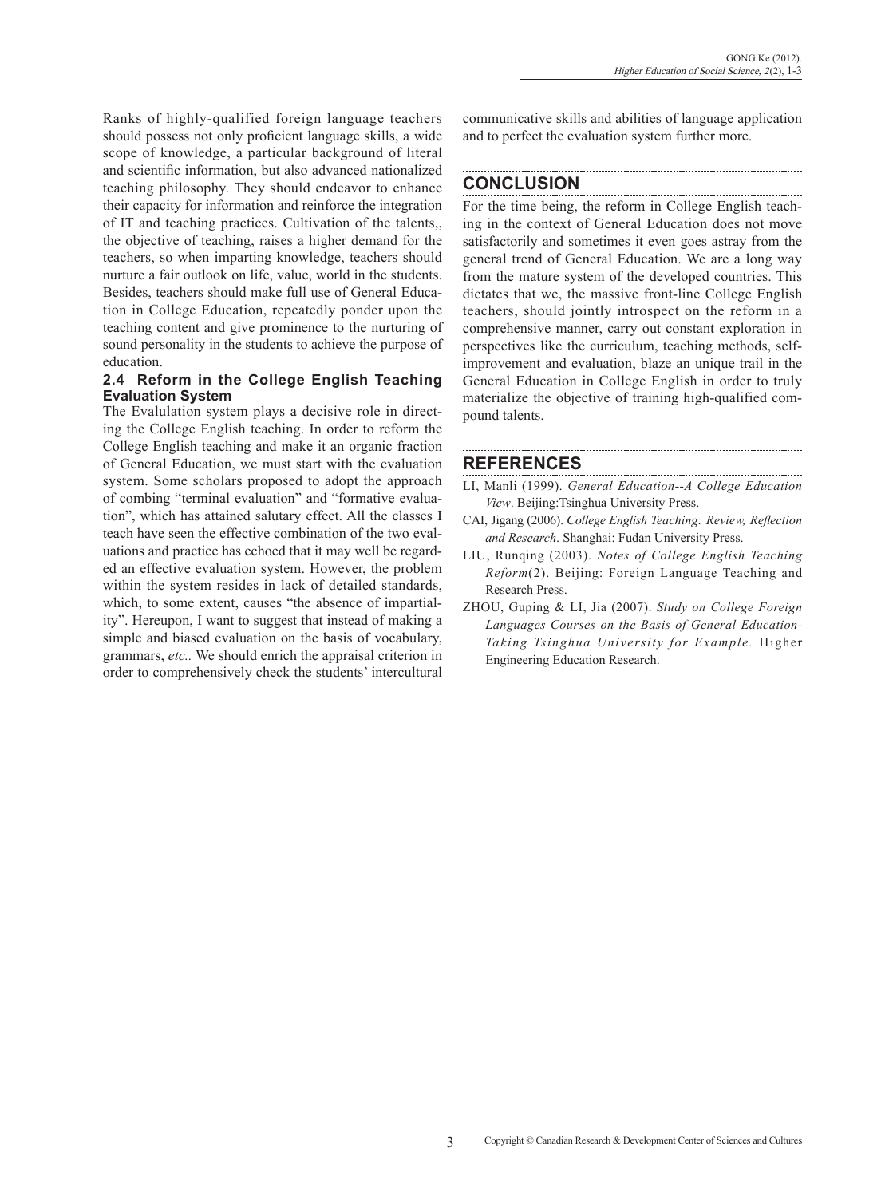Ranks of highly-qualified foreign language teachers should possess not only proficient language skills, a wide scope of knowledge, a particular background of literal and scientific information, but also advanced nationalized teaching philosophy. They should endeavor to enhance their capacity for information and reinforce the integration of IT and teaching practices. Cultivation of the talents,, the objective of teaching, raises a higher demand for the teachers, so when imparting knowledge, teachers should nurture a fair outlook on life, value, world in the students. Besides, teachers should make full use of General Education in College Education, repeatedly ponder upon the teaching content and give prominence to the nurturing of sound personality in the students to achieve the purpose of education.

### 2.4 Reform in the College English Teaching Evaluation System

The Evalulation system plays a decisive role in directing the College English teaching. In order to reform the College English teaching and make it an organic fraction of General Education, we must start with the evaluation system. Some scholars proposed to adopt the approach of combing "terminal evaluation" and "formative evaluation", which has attained salutary effect. All the classes I teach have seen the effective combination of the two evaluations and practice has echoed that it may well be regarded an effective evaluation system. However, the problem within the system resides in lack of detailed standards, which, to some extent, causes "the absence of impartiality". Hereupon, I want to suggest that instead of making a simple and biased evaluation on the basis of vocabulary, grammars, *etc.*. We should enrich the appraisal criterion in order to comprehensively check the students' intercultural communicative skills and abilities of language application and to perfect the evaluation system further more.

## CONCLUSION

For the time being, the reform in College English teaching in the context of General Education does not move satisfactorily and sometimes it even goes astray from the general trend of General Education. We are a long way from the mature system of the developed countries. This dictates that we, the massive front-line College English teachers, should jointly introspect on the reform in a comprehensive manner, carry out constant exploration in perspectives like the curriculum, teaching methods, self-improvement and evaluation, blaze an unique trail in the General Education in College English in order to truly materialize the objective of training high-qualified compound talents.

## REFERENCES

LI, Manli (1999). *General Education--A College Education View*. Beijing:Tsinghua University Press.

CAI, Jigang (2006). *College English Teaching: Review, Reflection and Research*. Shanghai: Fudan University Press.

LIU, Runqing (2003). *Notes of College English Teaching Reform*(2). Beijing: Foreign Language Teaching and Research Press.

ZHOU, Guping & LI, Jia (2007). *Study on College Foreign Languages Courses on the Basis of General Education-Taking Tsinghua University for Example.* Higher Engineering Education Research.